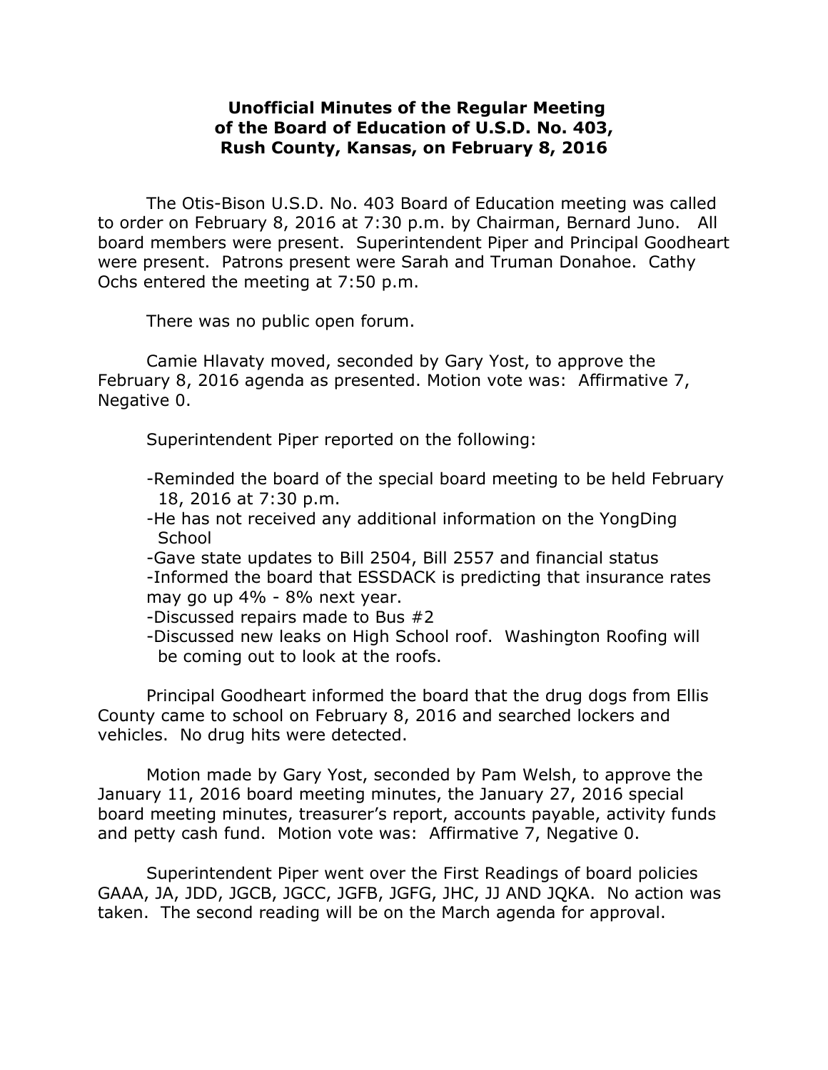**Unofficial Minutes of the Regular Meeting of the Board of Education of U.S.D. No. 403, Rush County, Kansas, on February 8, 2016**

The Otis-Bison U.S.D. No. 403 Board of Education meeting was called to order on February 8, 2016 at 7:30 p.m. by Chairman, Bernard Juno. All board members were present. Superintendent Piper and Principal Goodheart were present. Patrons present were Sarah and Truman Donahoe. Cathy Ochs entered the meeting at 7:50 p.m.

There was no public open forum.

Camie Hlavaty moved, seconded by Gary Yost, to approve the February 8, 2016 agenda as presented. Motion vote was: Affirmative 7, Negative 0.

Superintendent Piper reported on the following:

- Reminded the board of the special board meeting to be held February 18, 2016 at 7:30 p.m.
- He has not received any additional information on the YongDing School
- Gave state updates to Bill 2504, Bill 2557 and financial status
- Informed the board that ESSDACK is predicting that insurance rates may go up 4% - 8% next year.
- Discussed repairs made to Bus #2
- Discussed new leaks on High School roof. Washington Roofing will be coming out to look at the roofs.

Principal Goodheart informed the board that the drug dogs from Ellis County came to school on February 8, 2016 and searched lockers and vehicles. No drug hits were detected.

Motion made by Gary Yost, seconded by Pam Welsh, to approve the January 11, 2016 board meeting minutes, the January 27, 2016 special board meeting minutes, treasurer's report, accounts payable, activity funds and petty cash fund. Motion vote was: Affirmative 7, Negative 0.

Superintendent Piper went over the First Readings of board policies GAAA, JA, JDD, JGCB, JGCC, JGFB, JGFG, JHC, JJ AND JQKA. No action was taken. The second reading will be on the March agenda for approval.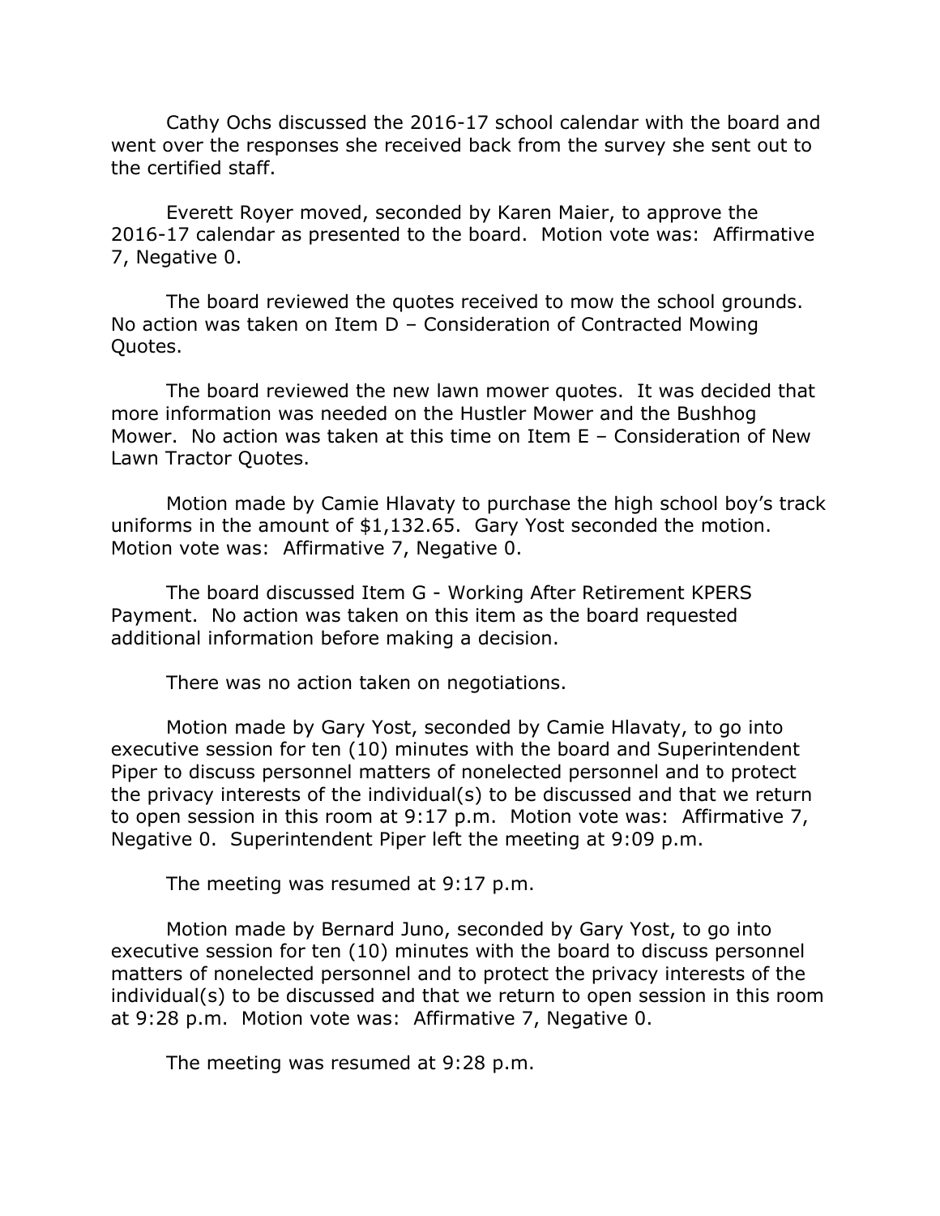Cathy Ochs discussed the 2016-17 school calendar with the board and went over the responses she received back from the survey she sent out to the certified staff.

Everett Royer moved, seconded by Karen Maier, to approve the 2016-17 calendar as presented to the board. Motion vote was: Affirmative 7, Negative 0.

The board reviewed the quotes received to mow the school grounds. No action was taken on Item D – Consideration of Contracted Mowing Quotes.

The board reviewed the new lawn mower quotes. It was decided that more information was needed on the Hustler Mower and the Bushhog Mower. No action was taken at this time on Item E – Consideration of New Lawn Tractor Quotes.

Motion made by Camie Hlavaty to purchase the high school boy's track uniforms in the amount of $1,132.65. Gary Yost seconded the motion. Motion vote was: Affirmative 7, Negative 0.

The board discussed Item G - Working After Retirement KPERS Payment. No action was taken on this item as the board requested additional information before making a decision.

There was no action taken on negotiations.

Motion made by Gary Yost, seconded by Camie Hlavaty, to go into executive session for ten (10) minutes with the board and Superintendent Piper to discuss personnel matters of nonelected personnel and to protect the privacy interests of the individual(s) to be discussed and that we return to open session in this room at 9:17 p.m. Motion vote was: Affirmative 7, Negative 0. Superintendent Piper left the meeting at 9:09 p.m.

The meeting was resumed at 9:17 p.m.

Motion made by Bernard Juno, seconded by Gary Yost, to go into executive session for ten (10) minutes with the board to discuss personnel matters of nonelected personnel and to protect the privacy interests of the individual(s) to be discussed and that we return to open session in this room at 9:28 p.m. Motion vote was: Affirmative 7, Negative 0.

The meeting was resumed at 9:28 p.m.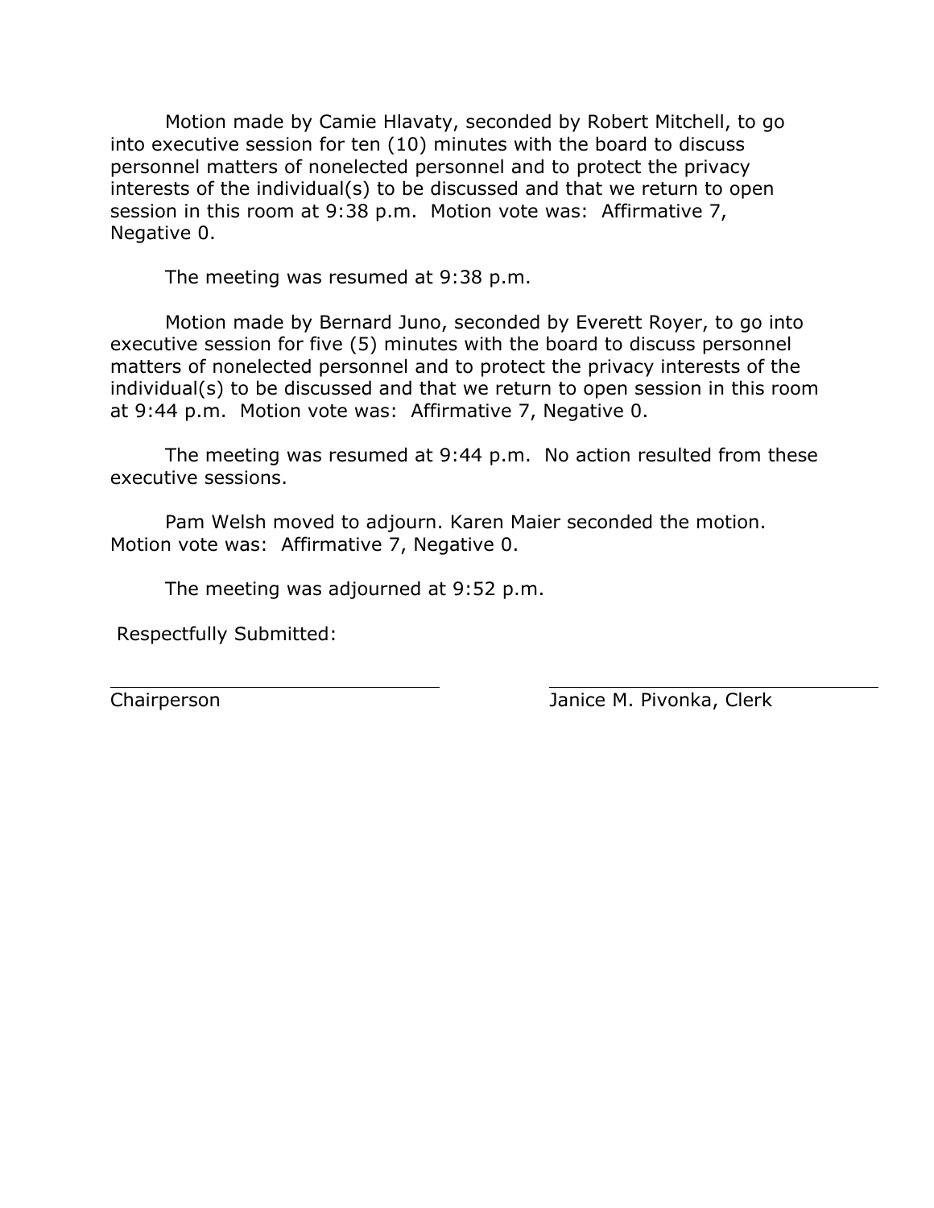Motion made by Camie Hlavaty, seconded by Robert Mitchell, to go into executive session for ten (10) minutes with the board to discuss personnel matters of nonelected personnel and to protect the privacy interests of the individual(s) to be discussed and that we return to open session in this room at 9:38 p.m. Motion vote was: Affirmative 7, Negative 0.

The meeting was resumed at 9:38 p.m.

Motion made by Bernard Juno, seconded by Everett Royer, to go into executive session for five (5) minutes with the board to discuss personnel matters of nonelected personnel and to protect the privacy interests of the individual(s) to be discussed and that we return to open session in this room at 9:44 p.m. Motion vote was: Affirmative 7, Negative 0.

The meeting was resumed at 9:44 p.m. No action resulted from these executive sessions.

Pam Welsh moved to adjourn. Karen Maier seconded the motion. Motion vote was: Affirmative 7, Negative 0.

The meeting was adjourned at 9:52 p.m.

Respectfully Submitted:

\_\_\_\_\_\_\_\_\_\_\_\_\_\_\_\_\_\_\_\_\_\_\_\_\_\_\_\_\_\_ \_\_\_\_\_\_\_\_\_\_\_\_\_\_\_\_\_\_\_\_\_\_\_\_\_\_\_\_\_\_

Chairperson Janice M. Pivonka, Clerk